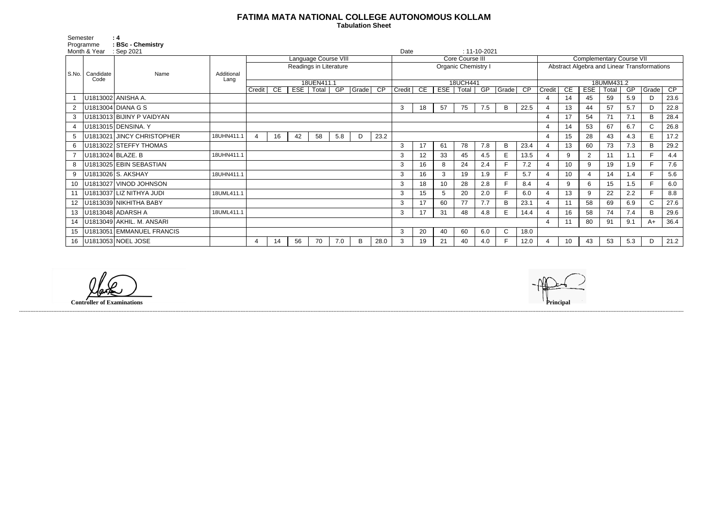# FATIMA MATA NATIONAL COLLEGE AUTONOMOUS KOLLAM

**Tabulation Sheet**

Semester : 4
Programme : BSc - Chemistry
Month & Year : Sep 2021
Date : 11-10-2021

| S.No. | Candidate Code | Name | Additional Lang | Language Course VIII | | | | | | | Core Course III | | | | | | | Complementary Course VII | | | | | | |
|---|---|---|---|---|---|---|---|---|---|---|---|---|---|---|---|---|---|---|---|---|---|---|---|---|
| | | | | Readings in Literature | | | | | | | Organic Chemistry I | | | | | | | Abstract Algebra and Linear Transformations | | | | | | |
| | | | | 18UEN411.1 | | | | | | | 18UCH441 | | | | | | | 18UMM431.2 | | | | | | |
| | | | | Credit | CE | ESE | Total | GP | Grade | CP | Credit | CE | ESE | Total | GP | Grade | CP | Credit | CE | ESE | Total | GP | Grade | CP |
| 1 | U1813002 | ANISHA A. | | | | | | | | | | | | | | | | 4 | 14 | 45 | 59 | 5.9 | D | 23.6 |
| 2 | U1813004 | DIANA G S | | | | | | | | | 3 | 18 | 57 | 75 | 7.5 | B | 22.5 | 4 | 13 | 44 | 57 | 5.7 | D | 22.8 |
| 3 | U1813013 | BIJINY P VAIDYAN | | | | | | | | | | | | | | | | 4 | 17 | 54 | 71 | 7.1 | B | 28.4 |
| 4 | U1813015 | DENSINA. Y | | | | | | | | | | | | | | | | 4 | 14 | 53 | 67 | 6.7 | C | 26.8 |
| 5 | U1813021 | JINCY CHRISTOPHER | 18UHN411.1 | 4 | 16 | 42 | 58 | 5.8 | D | 23.2 | | | | | | | | 4 | 15 | 28 | 43 | 4.3 | E | 17.2 |
| 6 | U1813022 | STEFFY THOMAS | | | | | | | | | 3 | 17 | 61 | 78 | 7.8 | B | 23.4 | 4 | 13 | 60 | 73 | 7.3 | B | 29.2 |
| 7 | U1813024 | BLAZE. B | 18UHN411.1 | | | | | | | | 3 | 12 | 33 | 45 | 4.5 | E | 13.5 | 4 | 9 | 2 | 11 | 1.1 | F | 4.4 |
| 8 | U1813025 | EBIN SEBASTIAN | | | | | | | | | 3 | 16 | 8 | 24 | 2.4 | F | 7.2 | 4 | 10 | 9 | 19 | 1.9 | F | 7.6 |
| 9 | U1813026 | S. AKSHAY | 18UHN411.1 | | | | | | | | 3 | 16 | 3 | 19 | 1.9 | F | 5.7 | 4 | 10 | 4 | 14 | 1.4 | F | 5.6 |
| 10 | U1813027 | VINOD JOHNSON | | | | | | | | | 3 | 18 | 10 | 28 | 2.8 | F | 8.4 | 4 | 9 | 6 | 15 | 1.5 | F | 6.0 |
| 11 | U1813037 | LIZ NITHYA JUDI | 18UML411.1 | | | | | | | | 3 | 15 | 5 | 20 | 2.0 | F | 6.0 | 4 | 13 | 9 | 22 | 2.2 | F | 8.8 |
| 12 | U1813039 | NIKHITHA BABY | | | | | | | | | 3 | 17 | 60 | 77 | 7.7 | B | 23.1 | 4 | 11 | 58 | 69 | 6.9 | C | 27.6 |
| 13 | U1813048 | ADARSH A | 18UML411.1 | | | | | | | | 3 | 17 | 31 | 48 | 4.8 | E | 14.4 | 4 | 16 | 58 | 74 | 7.4 | B | 29.6 |
| 14 | U1813049 | AKHIL. M. ANSARI | | | | | | | | | | | | | | | | 4 | 11 | 80 | 91 | 9.1 | A+ | 36.4 |
| 15 | U1813051 | EMMANUEL FRANCIS | | | | | | | | | 3 | 20 | 40 | 60 | 6.0 | C | 18.0 | | | | | | | |
| 16 | U1813053 | NOEL JOSE | | 4 | 14 | 56 | 70 | 7.0 | B | 28.0 | 3 | 19 | 21 | 40 | 4.0 | F | 12.0 | 4 | 10 | 43 | 53 | 5.3 | D | 21.2 |

**Controller of Examinations**

**Principal**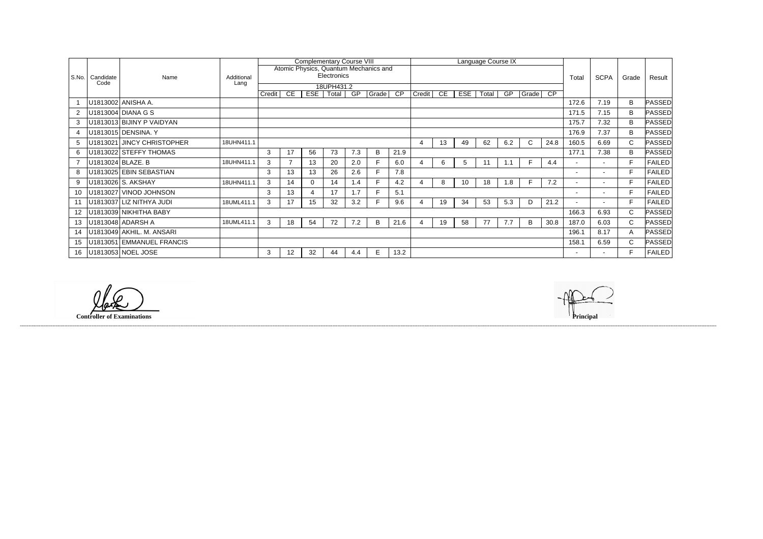| S.No. | Candidate Code | Name | Additional Lang | Complementary Course VIII Atomic Physics, Quantum Mechanics and Electronics 18UPH431.2 | | | | | | | Language Course IX | | | | | | | Total | SCPA | Grade | Result |
|---|---|---|---|---|---|---|---|---|---|---|---|---|---|---|---|---|---|---|---|---|---|
| | | | | Credit | CE | ESE | Total | GP | Grade | CP | Credit | CE | ESE | Total | GP | Grade | CP | | | | |
| 1 | U1813002 | ANISHA A. | | | | | | | | | | | | | | | | 172.6 | 7.19 | B | PASSED |
| 2 | U1813004 | DIANA G S | | | | | | | | | | | | | | | | 171.5 | 7.15 | B | PASSED |
| 3 | U1813013 | BIJINY P VAIDYAN | | | | | | | | | | | | | | | | 175.7 | 7.32 | B | PASSED |
| 4 | U1813015 | DENSINA. Y | | | | | | | | | | | | | | | | 176.9 | 7.37 | B | PASSED |
| 5 | U1813021 | JINCY CHRISTOPHER | 18UHN411.1 | | | | | | | | 4 | 13 | 49 | 62 | 6.2 | C | 24.8 | 160.5 | 6.69 | C | PASSED |
| 6 | U1813022 | STEFFY THOMAS | | 3 | 17 | 56 | 73 | 7.3 | B | 21.9 | | | | | | | | 177.1 | 7.38 | B | PASSED |
| 7 | U1813024 | BLAZE. B | 18UHN411.1 | 3 | 7 | 13 | 20 | 2.0 | F | 6.0 | 4 | 6 | 5 | 11 | 1.1 | F | 4.4 | - | - | F | FAILED |
| 8 | U1813025 | EBIN SEBASTIAN | | 3 | 13 | 13 | 26 | 2.6 | F | 7.8 | | | | | | | | - | - | F | FAILED |
| 9 | U1813026 | S. AKSHAY | 18UHN411.1 | 3 | 14 | 0 | 14 | 1.4 | F | 4.2 | 4 | 8 | 10 | 18 | 1.8 | F | 7.2 | - | - | F | FAILED |
| 10 | U1813027 | VINOD JOHNSON | | 3 | 13 | 4 | 17 | 1.7 | F | 5.1 | | | | | | | | - | - | F | FAILED |
| 11 | U1813037 | LIZ NITHYA JUDI | 18UML411.1 | 3 | 17 | 15 | 32 | 3.2 | F | 9.6 | 4 | 19 | 34 | 53 | 5.3 | D | 21.2 | - | - | F | FAILED |
| 12 | U1813039 | NIKHITHA BABY | | | | | | | | | | | | | | | | 166.3 | 6.93 | C | PASSED |
| 13 | U1813048 | ADARSH A | 18UML411.1 | 3 | 18 | 54 | 72 | 7.2 | B | 21.6 | 4 | 19 | 58 | 77 | 7.7 | B | 30.8 | 187.0 | 6.03 | C | PASSED |
| 14 | U1813049 | AKHIL. M. ANSARI | | | | | | | | | | | | | | | | 196.1 | 8.17 | A | PASSED |
| 15 | U1813051 | EMMANUEL FRANCIS | | | | | | | | | | | | | | | | 158.1 | 6.59 | C | PASSED |
| 16 | U1813053 | NOEL JOSE | | 3 | 12 | 32 | 44 | 4.4 | E | 13.2 | | | | | | | | - | - | F | FAILED |

**Controller of Examinations**

**Principal**